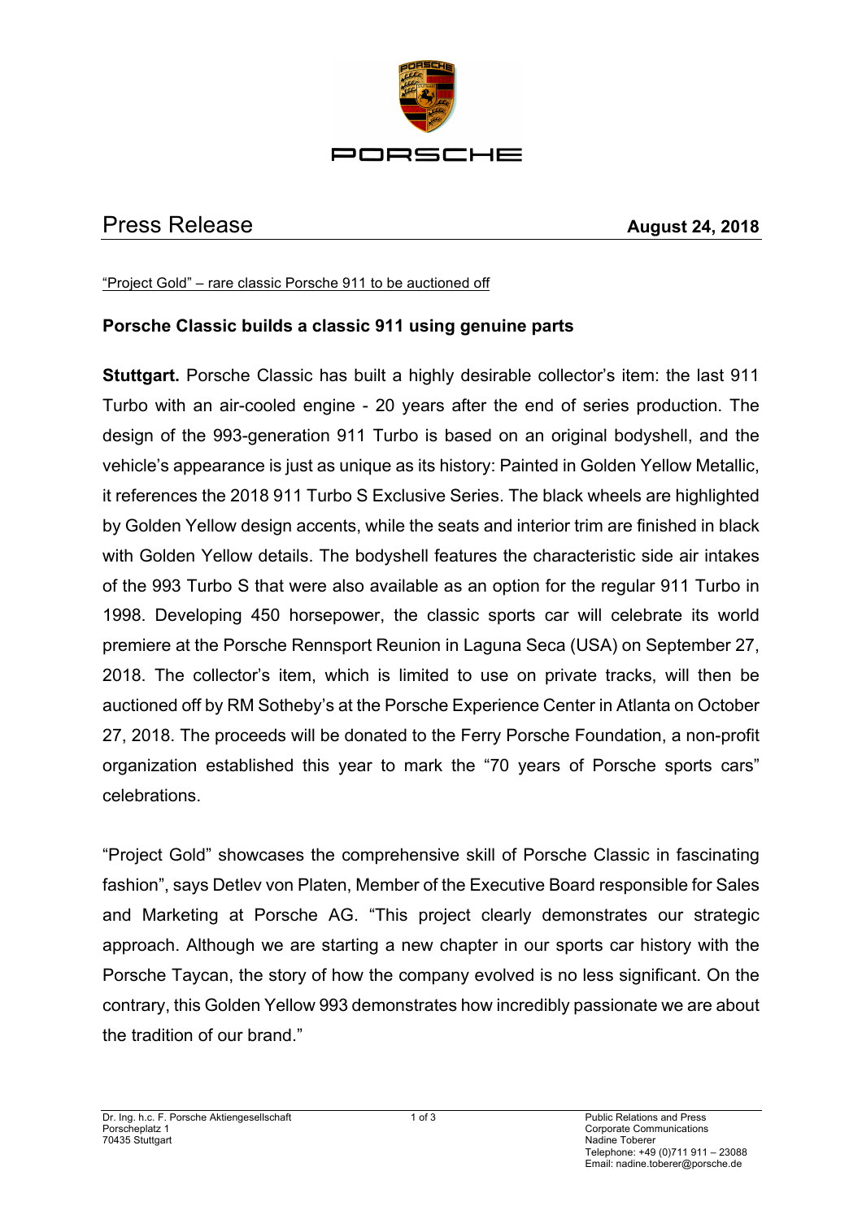# Press Release

**August 24, 2018**

"Project Gold" – rare classic Porsche 911 to be auctioned off

## Porsche Classic builds a classic 911 using genuine parts

**Stuttgart.** Porsche Classic has built a highly desirable collector's item: the last 911 Turbo with an air-cooled engine - 20 years after the end of series production. The design of the 993-generation 911 Turbo is based on an original bodyshell, and the vehicle's appearance is just as unique as its history: Painted in Golden Yellow Metallic, it references the 2018 911 Turbo S Exclusive Series. The black wheels are highlighted by Golden Yellow design accents, while the seats and interior trim are finished in black with Golden Yellow details. The bodyshell features the characteristic side air intakes of the 993 Turbo S that were also available as an option for the regular 911 Turbo in 1998. Developing 450 horsepower, the classic sports car will celebrate its world premiere at the Porsche Rennsport Reunion in Laguna Seca (USA) on September 27, 2018. The collector's item, which is limited to use on private tracks, will then be auctioned off by RM Sotheby's at the Porsche Experience Center in Atlanta on October 27, 2018. The proceeds will be donated to the Ferry Porsche Foundation, a non-profit organization established this year to mark the "70 years of Porsche sports cars" celebrations.

"Project Gold" showcases the comprehensive skill of Porsche Classic in fascinating fashion", says Detlev von Platen, Member of the Executive Board responsible for Sales and Marketing at Porsche AG. "This project clearly demonstrates our strategic approach. Although we are starting a new chapter in our sports car history with the Porsche Taycan, the story of how the company evolved is no less significant. On the contrary, this Golden Yellow 993 demonstrates how incredibly passionate we are about the tradition of our brand."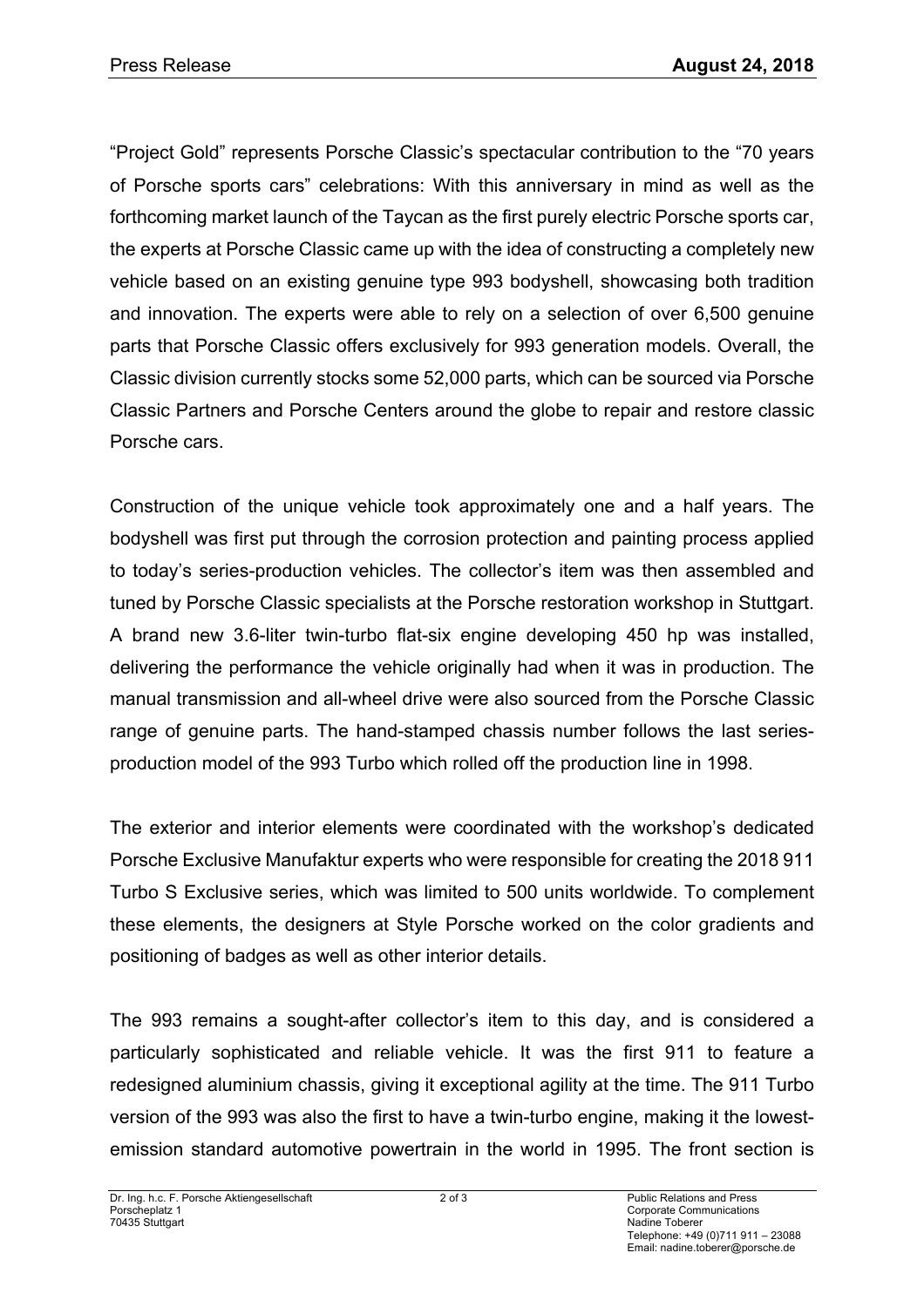"Project Gold" represents Porsche Classic's spectacular contribution to the "70 years of Porsche sports cars" celebrations: With this anniversary in mind as well as the forthcoming market launch of the Taycan as the first purely electric Porsche sports car, the experts at Porsche Classic came up with the idea of constructing a completely new vehicle based on an existing genuine type 993 bodyshell, showcasing both tradition and innovation. The experts were able to rely on a selection of over 6,500 genuine parts that Porsche Classic offers exclusively for 993 generation models. Overall, the Classic division currently stocks some 52,000 parts, which can be sourced via Porsche Classic Partners and Porsche Centers around the globe to repair and restore classic Porsche cars.

Construction of the unique vehicle took approximately one and a half years. The bodyshell was first put through the corrosion protection and painting process applied to today's series-production vehicles. The collector's item was then assembled and tuned by Porsche Classic specialists at the Porsche restoration workshop in Stuttgart. A brand new 3.6-liter twin-turbo flat-six engine developing 450 hp was installed, delivering the performance the vehicle originally had when it was in production. The manual transmission and all-wheel drive were also sourced from the Porsche Classic range of genuine parts. The hand-stamped chassis number follows the last series-production model of the 993 Turbo which rolled off the production line in 1998.

The exterior and interior elements were coordinated with the workshop's dedicated Porsche Exclusive Manufaktur experts who were responsible for creating the 2018 911 Turbo S Exclusive series, which was limited to 500 units worldwide. To complement these elements, the designers at Style Porsche worked on the color gradients and positioning of badges as well as other interior details.

The 993 remains a sought-after collector's item to this day, and is considered a particularly sophisticated and reliable vehicle. It was the first 911 to feature a redesigned aluminium chassis, giving it exceptional agility at the time. The 911 Turbo version of the 993 was also the first to have a twin-turbo engine, making it the lowest-emission standard automotive powertrain in the world in 1995. The front section is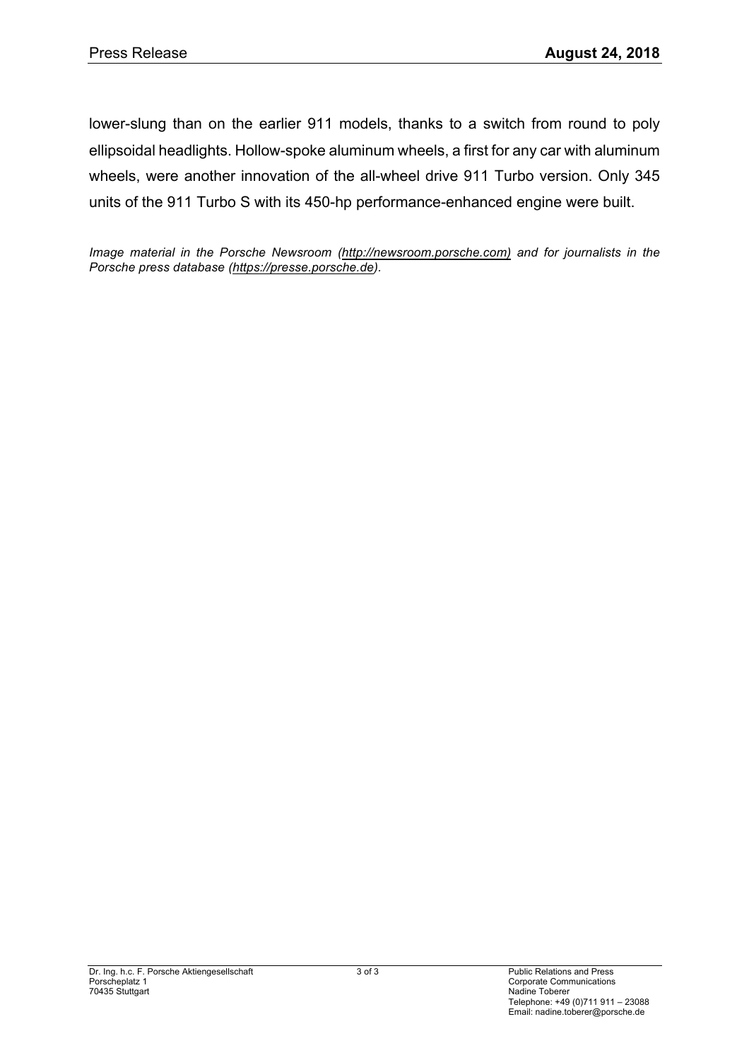lower-slung than on the earlier 911 models, thanks to a switch from round to poly ellipsoidal headlights. Hollow-spoke aluminum wheels, a first for any car with aluminum wheels, were another innovation of the all-wheel drive 911 Turbo version. Only 345 units of the 911 Turbo S with its 450-hp performance-enhanced engine were built.

*Image material in the Porsche Newsroom (http://newsroom.porsche.com) and for journalists in the Porsche press database (https://presse.porsche.de).*